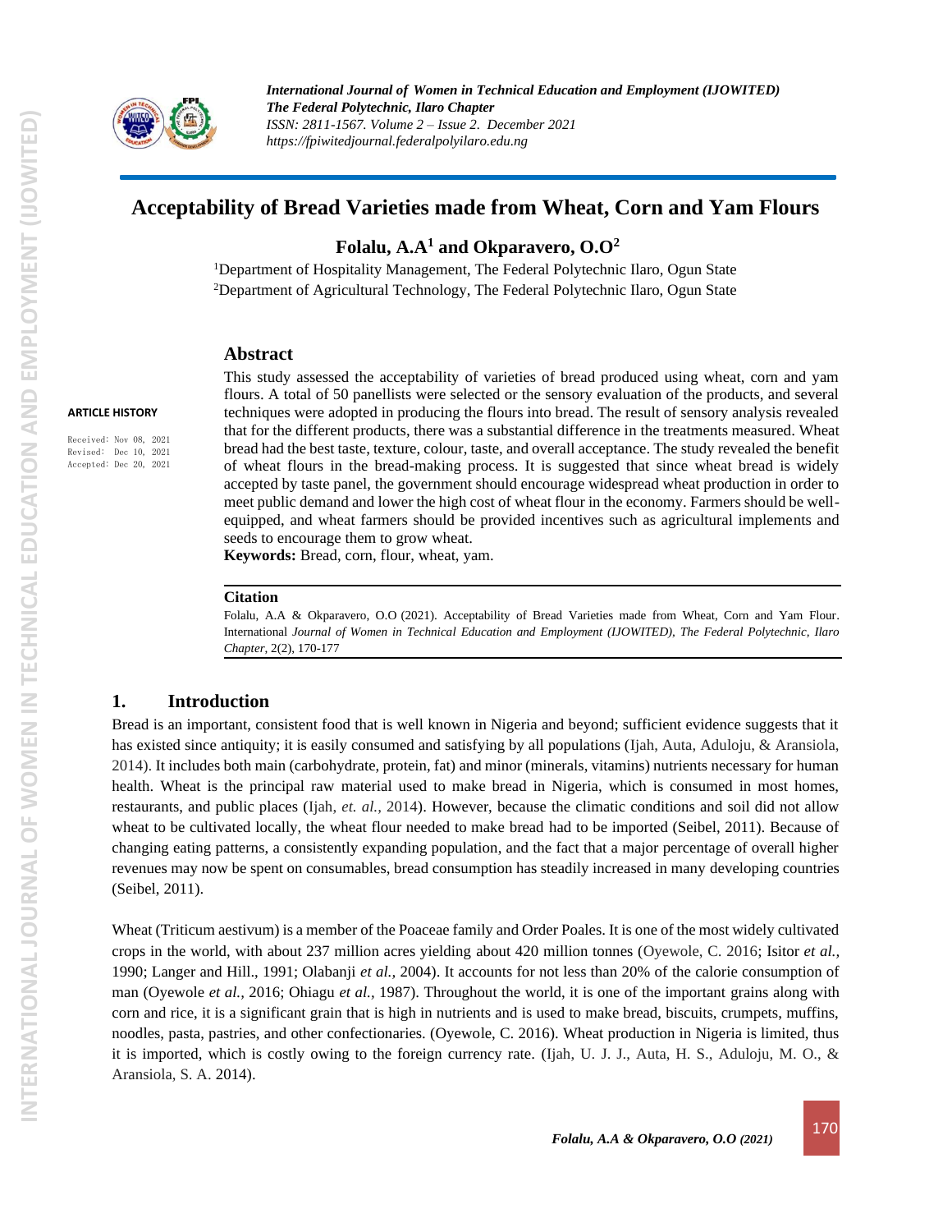# Acceptability of Bread Varieties made from Wheat, Corn and Yam Flours

**Folalu, A.A[1] and Okparavero, O.O[2]**

[1]Department of Hospitality Management, The Federal Polytechnic Ilaro, Ogun State
[2]Department of Agricultural Technology, The Federal Polytechnic Ilaro, Ogun State

**ARTICLE HISTORY**

Received: Nov 08, 2021
Revised: Dec 10, 2021
Accepted: Dec 20, 2021

## Abstract

This study assessed the acceptability of varieties of bread produced using wheat, corn and yam flours. A total of 50 panellists were selected or the sensory evaluation of the products, and several techniques were adopted in producing the flours into bread. The result of sensory analysis revealed that for the different products, there was a substantial difference in the treatments measured. Wheat bread had the best taste, texture, colour, taste, and overall acceptance. The study revealed the benefit of wheat flours in the bread-making process. It is suggested that since wheat bread is widely accepted by taste panel, the government should encourage widespread wheat production in order to meet public demand and lower the high cost of wheat flour in the economy. Farmers should be well-equipped, and wheat farmers should be provided incentives such as agricultural implements and seeds to encourage them to grow wheat.

**Keywords:** Bread, corn, flour, wheat, yam.

**Citation**

Folalu, A.A & Okparavero, O.O (2021). Acceptability of Bread Varieties made from Wheat, Corn and Yam Flour. International *Journal of Women in Technical Education and Employment (IJOWITED), The Federal Polytechnic, Ilaro Chapter*, 2(2), 170-177

## 1. Introduction

Bread is an important, consistent food that is well known in Nigeria and beyond; sufficient evidence suggests that it has existed since antiquity; it is easily consumed and satisfying by all populations (Ijah, Auta, Aduloju, & Aransiola, 2014). It includes both main (carbohydrate, protein, fat) and minor (minerals, vitamins) nutrients necessary for human health. Wheat is the principal raw material used to make bread in Nigeria, which is consumed in most homes, restaurants, and public places (Ijah, *et. al.,* 2014). However, because the climatic conditions and soil did not allow wheat to be cultivated locally, the wheat flour needed to make bread had to be imported (Seibel, 2011). Because of changing eating patterns, a consistently expanding population, and the fact that a major percentage of overall higher revenues may now be spent on consumables, bread consumption has steadily increased in many developing countries (Seibel, 2011).

Wheat (Triticum aestivum) is a member of the Poaceae family and Order Poales. It is one of the most widely cultivated crops in the world, with about 237 million acres yielding about 420 million tonnes (Oyewole, C. 2016; Isitor *et al.,* 1990; Langer and Hill., 1991; Olabanji *et al.,* 2004). It accounts for not less than 20% of the calorie consumption of man (Oyewole *et al.,* 2016; Ohiagu *et al.,* 1987). Throughout the world, it is one of the important grains along with corn and rice, it is a significant grain that is high in nutrients and is used to make bread, biscuits, crumpets, muffins, noodles, pasta, pastries, and other confectionaries. (Oyewole, C. 2016). Wheat production in Nigeria is limited, thus it is imported, which is costly owing to the foreign currency rate. (Ijah, U. J. J., Auta, H. S., Aduloju, M. O., & Aransiola, S. A. 2014).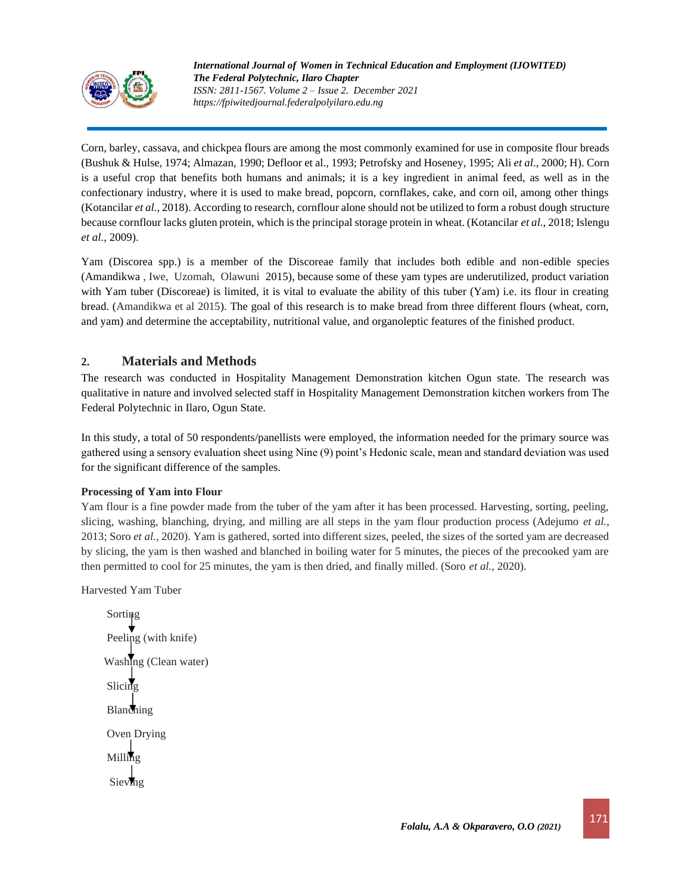Corn, barley, cassava, and chickpea flours are among the most commonly examined for use in composite flour breads (Bushuk & Hulse, 1974; Almazan, 1990; Defloor et al., 1993; Petrofsky and Hoseney, 1995; Ali *et al*., 2000; H). Corn is a useful crop that benefits both humans and animals; it is a key ingredient in animal feed, as well as in the confectionary industry, where it is used to make bread, popcorn, cornflakes, cake, and corn oil, among other things (Kotancilar *et al.,* 2018). According to research, cornflour alone should not be utilized to form a robust dough structure because cornflour lacks gluten protein, which is the principal storage protein in wheat. (Kotancilar *et al.,* 2018; Islengu *et al.,* 2009).

Yam (Discorea spp.) is a member of the Discoreae family that includes both edible and non-edible species (Amandikwa , Iwe, Uzomah, Olawuni 2015), because some of these yam types are underutilized, product variation with Yam tuber (Discoreae) is limited, it is vital to evaluate the ability of this tuber (Yam) i.e. its flour in creating bread. (Amandikwa et al 2015). The goal of this research is to make bread from three different flours (wheat, corn, and yam) and determine the acceptability, nutritional value, and organoleptic features of the finished product.

## 2. Materials and Methods

The research was conducted in Hospitality Management Demonstration kitchen Ogun state. The research was qualitative in nature and involved selected staff in Hospitality Management Demonstration kitchen workers from The Federal Polytechnic in Ilaro, Ogun State.

In this study, a total of 50 respondents/panellists were employed, the information needed for the primary source was gathered using a sensory evaluation sheet using Nine (9) point's Hedonic scale, mean and standard deviation was used for the significant difference of the samples.

**Processing of Yam into Flour**

Yam flour is a fine powder made from the tuber of the yam after it has been processed. Harvesting, sorting, peeling, slicing, washing, blanching, drying, and milling are all steps in the yam flour production process (Adejumo *et al.,* 2013; Soro *et al.,* 2020). Yam is gathered, sorted into different sizes, peeled, the sizes of the sorted yam are decreased by slicing, the yam is then washed and blanched in boiling water for 5 minutes, the pieces of the precooked yam are then permitted to cool for 25 minutes, the yam is then dried, and finally milled. (Soro *et al.,* 2020).

Harvested Yam Tuber

Sorting
↓
Peeling (with knife)
↓
Washing (Clean water)
↓
Slicing
↓
Blanching
↓
Oven Drying
↓
Milling
↓
Sieving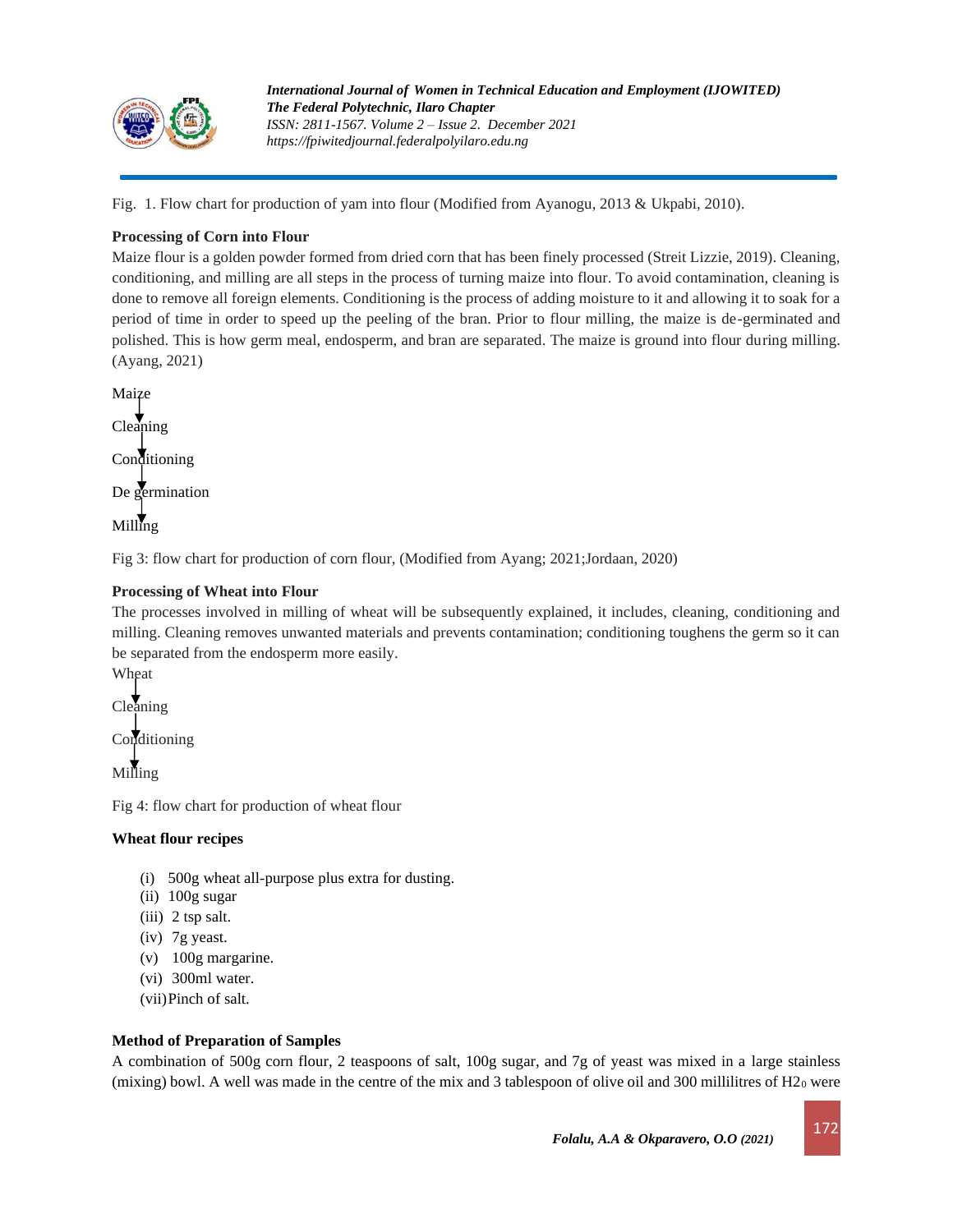Fig. 1. Flow chart for production of yam into flour (Modified from Ayanogu, 2013 & Ukpabi, 2010).

**Processing of Corn into Flour**

Maize flour is a golden powder formed from dried corn that has been finely processed (Streit Lizzie, 2019). Cleaning, conditioning, and milling are all steps in the process of turning maize into flour. To avoid contamination, cleaning is done to remove all foreign elements. Conditioning is the process of adding moisture to it and allowing it to soak for a period of time in order to speed up the peeling of the bran. Prior to flour milling, the maize is de-germinated and polished. This is how germ meal, endosperm, and bran are separated. The maize is ground into flour during milling. (Ayang, 2021)

Maize
↓
Cleaning
↓
Conditioning
↓
De germination
↓
Milling

Fig 3: flow chart for production of corn flour, (Modified from Ayang; 2021;Jordaan, 2020)

**Processing of Wheat into Flour**

The processes involved in milling of wheat will be subsequently explained, it includes, cleaning, conditioning and milling. Cleaning removes unwanted materials and prevents contamination; conditioning toughens the germ so it can be separated from the endosperm more easily.

Wheat
↓
Cleaning
↓
Conditioning
↓
Milling

Fig 4: flow chart for production of wheat flour

**Wheat flour recipes**

(i) 500g wheat all-purpose plus extra for dusting.
(ii) 100g sugar
(iii) 2 tsp salt.
(iv) 7g yeast.
(v) 100g margarine.
(vi) 300ml water.
(vii) Pinch of salt.

**Method of Preparation of Samples**

A combination of 500g corn flour, 2 teaspoons of salt, 100g sugar, and 7g of yeast was mixed in a large stainless (mixing) bowl. A well was made in the centre of the mix and 3 tablespoon of olive oil and 300 millilitres of $H2_0$ were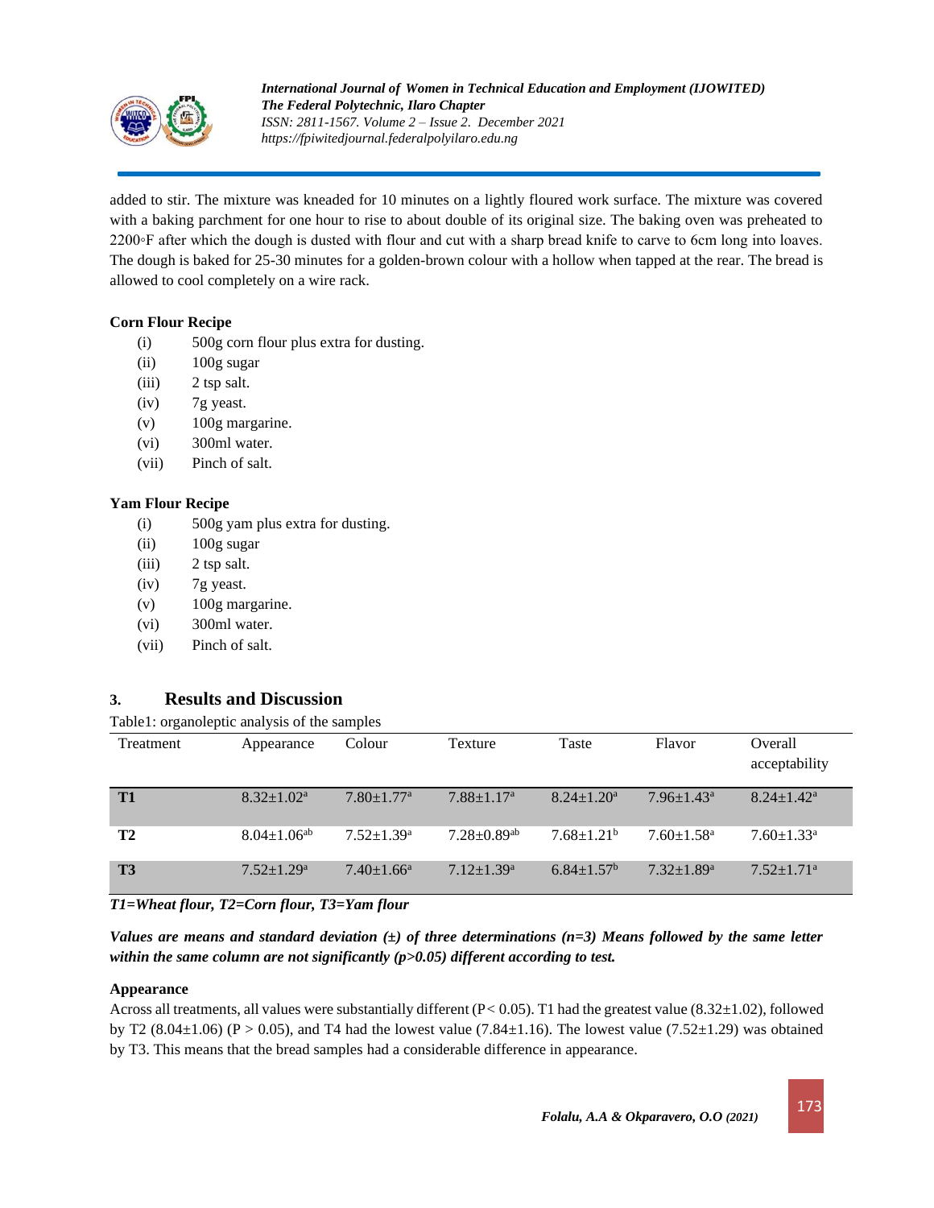added to stir. The mixture was kneaded for 10 minutes on a lightly floured work surface. The mixture was covered with a baking parchment for one hour to rise to about double of its original size. The baking oven was preheated to 2200◦F after which the dough is dusted with flour and cut with a sharp bread knife to carve to 6cm long into loaves. The dough is baked for 25-30 minutes for a golden-brown colour with a hollow when tapped at the rear. The bread is allowed to cool completely on a wire rack.

**Corn Flour Recipe**

- (i) 500g corn flour plus extra for dusting.
- (ii) 100g sugar
- (iii) 2 tsp salt.
- (iv) 7g yeast.
- (v) 100g margarine.
- (vi) 300ml water.
- (vii) Pinch of salt.

**Yam Flour Recipe**

- (i) 500g yam plus extra for dusting.
- (ii) 100g sugar
- (iii) 2 tsp salt.
- (iv) 7g yeast.
- (v) 100g margarine.
- (vi) 300ml water.
- (vii) Pinch of salt.

## 3. Results and Discussion

Table1: organoleptic analysis of the samples

| Treatment | Appearance | Colour | Texture | Taste | Flavor | Overall acceptability |
|---|---|---|---|---|---|---|
| **T1** | $8.32 \pm 1.02^{a}$ | $7.80 \pm 1.77^{a}$ | $7.88 \pm 1.17^{a}$ | $8.24 \pm 1.20^{a}$ | $7.96 \pm 1.43^{a}$ | $8.24 \pm 1.42^{a}$ |
| **T2** | $8.04 \pm 1.06^{ab}$ | $7.52 \pm 1.39^{a}$ | $7.28 \pm 0.89^{ab}$ | $7.68 \pm 1.21^{b}$ | $7.60 \pm 1.58^{a}$ | $7.60 \pm 1.33^{a}$ |
| **T3** | $7.52 \pm 1.29^{a}$ | $7.40 \pm 1.66^{a}$ | $7.12 \pm 1.39^{a}$ | $6.84 \pm 1.57^{b}$ | $7.32 \pm 1.89^{a}$ | $7.52 \pm 1.71^{a}$ |

***T1=Wheat flour, T2=Corn flour, T3=Yam flour***

***Values are means and standard deviation (±) of three determinations (n=3) Means followed by the same letter within the same column are not significantly (p>0.05) different according to test.***

**Appearance**

Across all treatments, all values were substantially different ($P < 0.05$). T1 had the greatest value (8.32±1.02), followed by T2 (8.04±1.06) ($P > 0.05$), and T4 had the lowest value (7.84±1.16). The lowest value (7.52±1.29) was obtained by T3. This means that the bread samples had a considerable difference in appearance.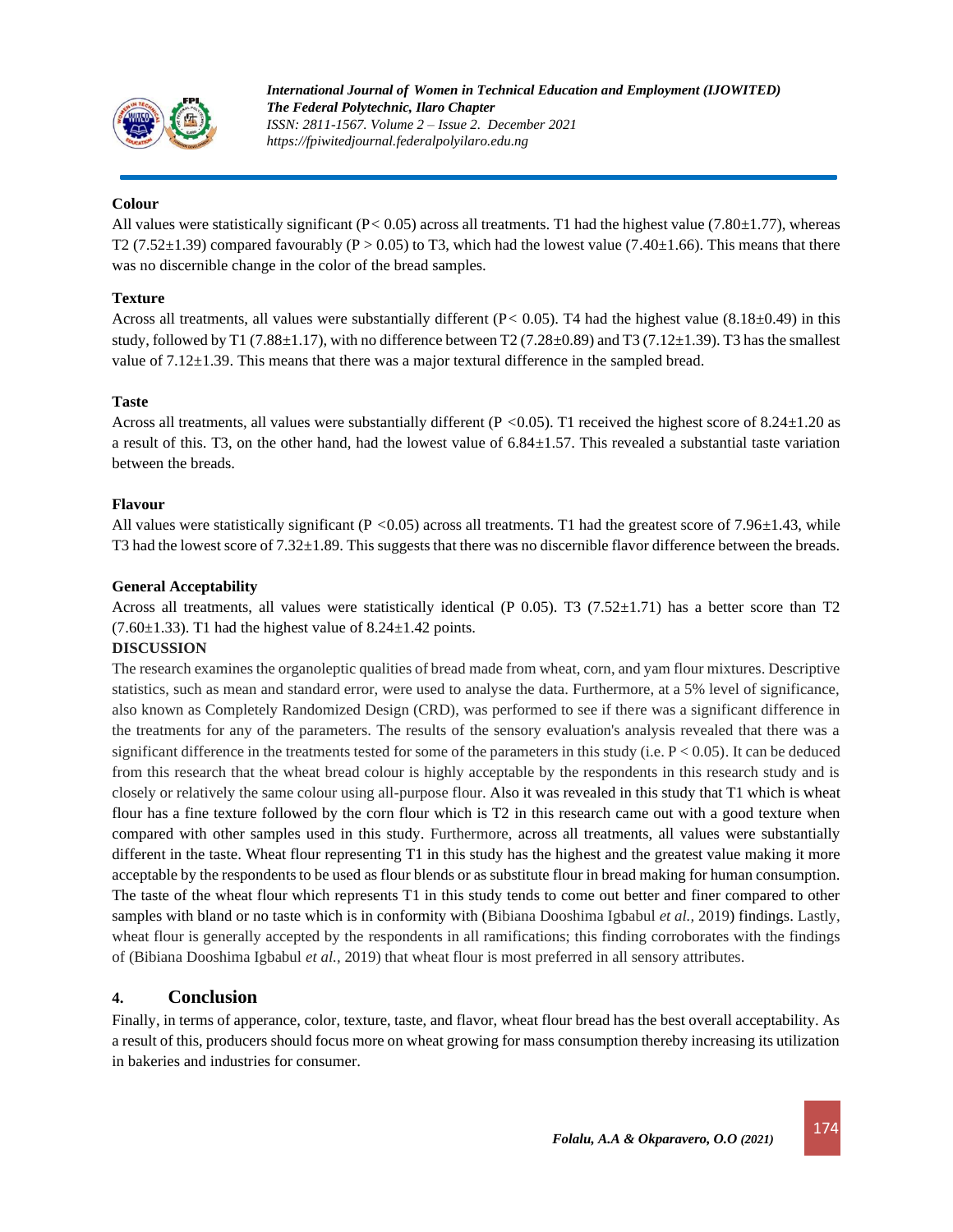**Colour**

All values were statistically significant ($P < 0.05$) across all treatments. T1 had the highest value (7.80±1.77), whereas T2 (7.52±1.39) compared favourably ($P > 0.05$) to T3, which had the lowest value (7.40±1.66). This means that there was no discernible change in the color of the bread samples.

**Texture**

Across all treatments, all values were substantially different ($P < 0.05$). T4 had the highest value (8.18±0.49) in this study, followed by T1 (7.88±1.17), with no difference between T2 (7.28±0.89) and T3 (7.12±1.39). T3 has the smallest value of 7.12±1.39. This means that there was a major textural difference in the sampled bread.

**Taste**

Across all treatments, all values were substantially different ($P < 0.05$). T1 received the highest score of 8.24±1.20 as a result of this. T3, on the other hand, had the lowest value of 6.84±1.57. This revealed a substantial taste variation between the breads.

**Flavour**

All values were statistically significant ($P < 0.05$) across all treatments. T1 had the greatest score of 7.96±1.43, while T3 had the lowest score of 7.32±1.89. This suggests that there was no discernible flavor difference between the breads.

**General Acceptability**

Across all treatments, all values were statistically identical (P 0.05). T3 (7.52±1.71) has a better score than T2 (7.60±1.33). T1 had the highest value of 8.24±1.42 points.

**DISCUSSION**

The research examines the organoleptic qualities of bread made from wheat, corn, and yam flour mixtures. Descriptive statistics, such as mean and standard error, were used to analyse the data. Furthermore, at a 5% level of significance, also known as Completely Randomized Design (CRD), was performed to see if there was a significant difference in the treatments for any of the parameters. The results of the sensory evaluation's analysis revealed that there was a significant difference in the treatments tested for some of the parameters in this study (i.e. $P < 0.05$). It can be deduced from this research that the wheat bread colour is highly acceptable by the respondents in this research study and is closely or relatively the same colour using all-purpose flour. Also it was revealed in this study that T1 which is wheat flour has a fine texture followed by the corn flour which is T2 in this research came out with a good texture when compared with other samples used in this study. Furthermore, across all treatments, all values were substantially different in the taste. Wheat flour representing T1 in this study has the highest and the greatest value making it more acceptable by the respondents to be used as flour blends or as substitute flour in bread making for human consumption. The taste of the wheat flour which represents T1 in this study tends to come out better and finer compared to other samples with bland or no taste which is in conformity with (Bibiana Dooshima Igbabul *et al.,* 2019) findings. Lastly, wheat flour is generally accepted by the respondents in all ramifications; this finding corroborates with the findings of (Bibiana Dooshima Igbabul *et al.,* 2019) that wheat flour is most preferred in all sensory attributes.

## 4. Conclusion

Finally, in terms of apperance, color, texture, taste, and flavor, wheat flour bread has the best overall acceptability. As a result of this, producers should focus more on wheat growing for mass consumption thereby increasing its utilization in bakeries and industries for consumer.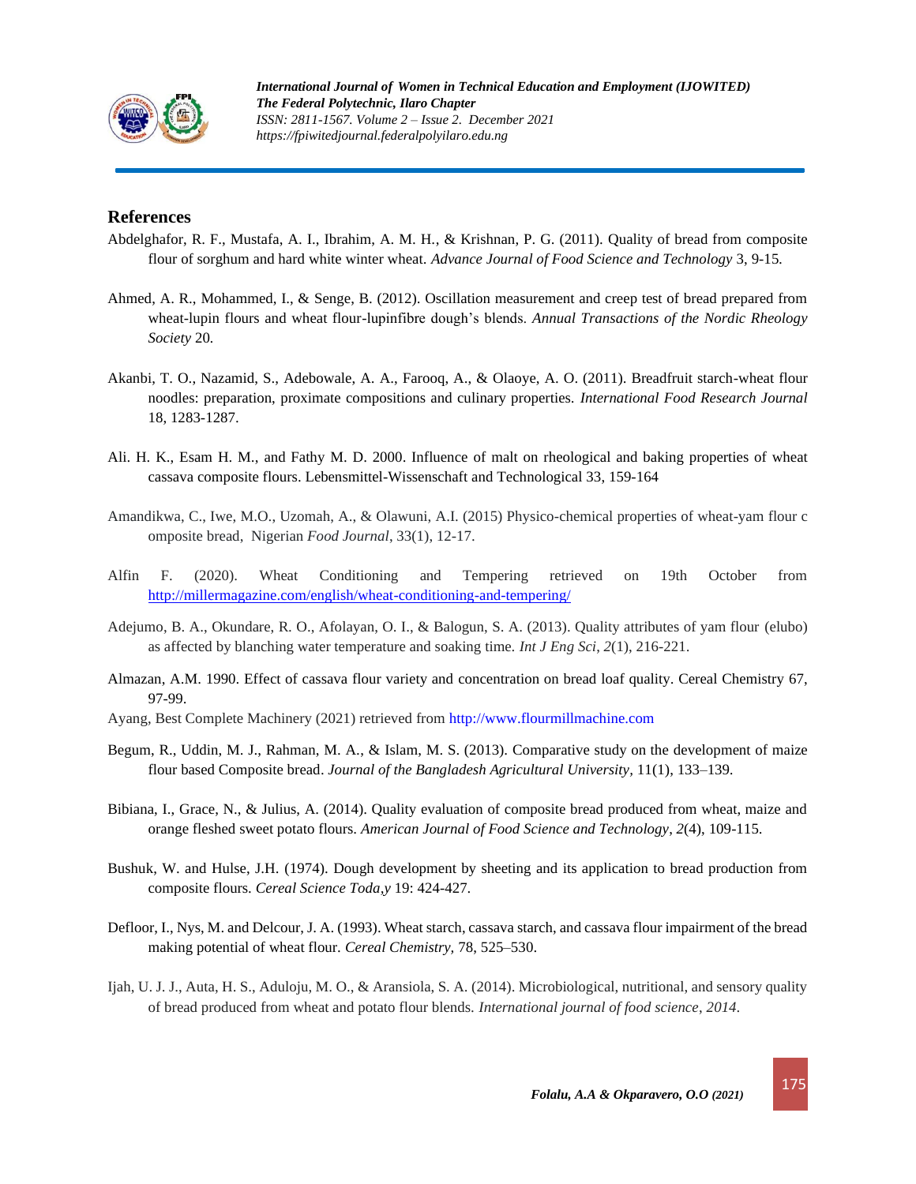## References

Abdelghafor, R. F., Mustafa, A. I., Ibrahim, A. M. H., & Krishnan, P. G. (2011). Quality of bread from composite flour of sorghum and hard white winter wheat. *Advance Journal of Food Science and Technology* 3, 9-15.

Ahmed, A. R., Mohammed, I., & Senge, B. (2012). Oscillation measurement and creep test of bread prepared from wheat-lupin flours and wheat flour-lupinfibre dough's blends. *Annual Transactions of the Nordic Rheology Society* 20.

Akanbi, T. O., Nazamid, S., Adebowale, A. A., Farooq, A., & Olaoye, A. O. (2011). Breadfruit starch-wheat flour noodles: preparation, proximate compositions and culinary properties. *International Food Research Journal* 18, 1283-1287.

Ali. H. K., Esam H. M., and Fathy M. D. 2000. Influence of malt on rheological and baking properties of wheat cassava composite flours. Lebensmittel-Wissenschaft and Technological 33, 159-164

Amandikwa, C., Iwe, M.O., Uzomah, A., & Olawuni, A.I. (2015) Physico-chemical properties of wheat-yam flour c omposite bread, Nigerian *Food Journal*, 33(1), 12-17.

Alfin F. (2020). Wheat Conditioning and Tempering retrieved on 19th October from http://millermagazine.com/english/wheat-conditioning-and-tempering/

Adejumo, B. A., Okundare, R. O., Afolayan, O. I., & Balogun, S. A. (2013). Quality attributes of yam flour (elubo) as affected by blanching water temperature and soaking time. *Int J Eng Sci*, *2*(1), 216-221.

Almazan, A.M. 1990. Effect of cassava flour variety and concentration on bread loaf quality. Cereal Chemistry 67, 97-99.

Ayang, Best Complete Machinery (2021) retrieved from http://www.flourmillmachine.com

Begum, R., Uddin, M. J., Rahman, M. A., & Islam, M. S. (2013). Comparative study on the development of maize flour based Composite bread. *Journal of the Bangladesh Agricultural University*, 11(1), 133–139.

Bibiana, I., Grace, N., & Julius, A. (2014). Quality evaluation of composite bread produced from wheat, maize and orange fleshed sweet potato flours. *American Journal of Food Science and Technology*, *2*(4), 109-115.

Bushuk, W. and Hulse, J.H. (1974). Dough development by sheeting and its application to bread production from composite flours. *Cereal Science Toda,y* 19: 424-427.

Defloor, I., Nys, M. and Delcour, J. A. (1993). Wheat starch, cassava starch, and cassava flour impairment of the bread making potential of wheat flour. *Cereal Chemistry,* 78, 525–530.

Ijah, U. J. J., Auta, H. S., Aduloju, M. O., & Aransiola, S. A. (2014). Microbiological, nutritional, and sensory quality of bread produced from wheat and potato flour blends. *International journal of food science*, *2014*.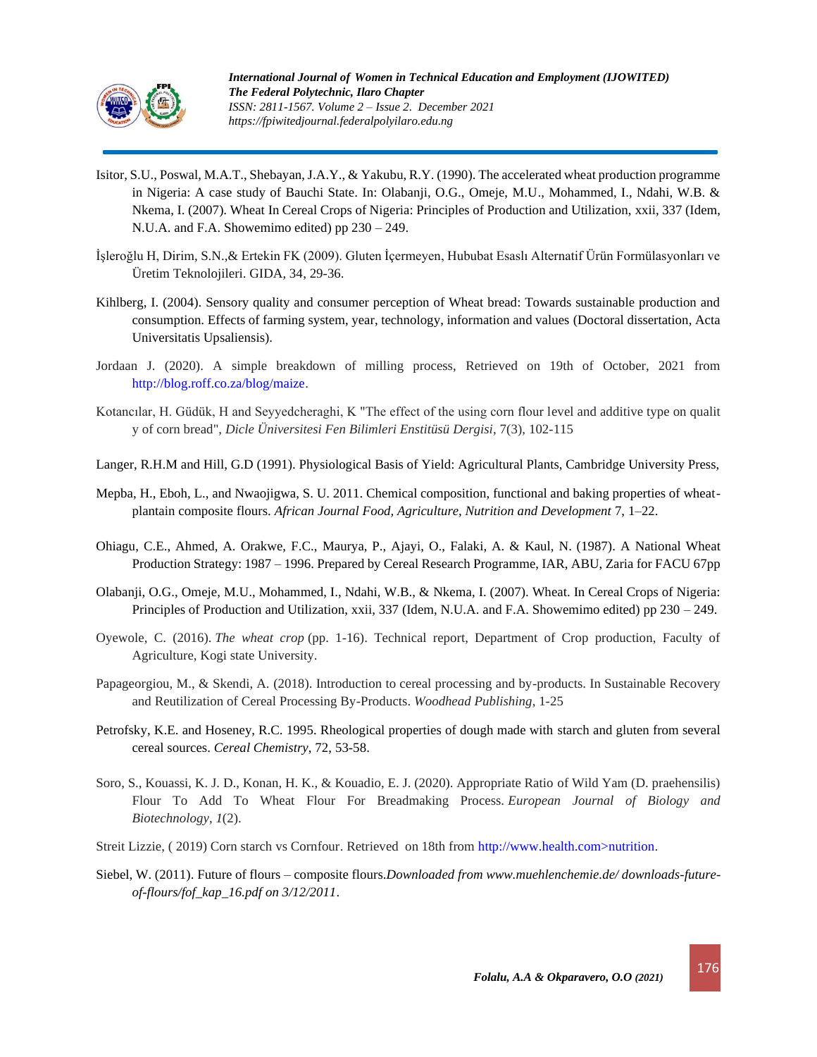Isitor, S.U., Poswal, M.A.T., Shebayan, J.A.Y., & Yakubu, R.Y. (1990). The accelerated wheat production programme in Nigeria: A case study of Bauchi State. In: Olabanji, O.G., Omeje, M.U., Mohammed, I., Ndahi, W.B. & Nkema, I. (2007). Wheat In Cereal Crops of Nigeria: Principles of Production and Utilization, xxii, 337 (Idem, N.U.A. and F.A. Showemimo edited) pp 230 – 249.

İşleroğlu H, Dirim, S.N.,& Ertekin FK (2009). Gluten İçermeyen, Hububat Esaslı Alternatif Ürün Formülasyonları ve Üretim Teknolojileri. GIDA, 34, 29-36.

Kihlberg, I. (2004). Sensory quality and consumer perception of Wheat bread: Towards sustainable production and consumption. Effects of farming system, year, technology, information and values (Doctoral dissertation, Acta Universitatis Upsaliensis).

Jordaan J. (2020). A simple breakdown of milling process, Retrieved on 19th of October, 2021 from http://blog.roff.co.za/blog/maize.

Kotancılar, H. Güdük, H and Seyyedcheraghi, K "The effect of the using corn flour level and additive type on qualit y of corn bread", *Dicle Üniversitesi Fen Bilimleri Enstitüsü Dergisi*, 7(3), 102-115

Langer, R.H.M and Hill, G.D (1991). Physiological Basis of Yield: Agricultural Plants, Cambridge University Press,

Mepba, H., Eboh, L., and Nwaojigwa, S. U. 2011. Chemical composition, functional and baking properties of wheat-plantain composite flours. *African Journal Food, Agriculture, Nutrition and Development* 7, 1–22.

Ohiagu, C.E., Ahmed, A. Orakwe, F.C., Maurya, P., Ajayi, O., Falaki, A. & Kaul, N. (1987). A National Wheat Production Strategy: 1987 – 1996. Prepared by Cereal Research Programme, IAR, ABU, Zaria for FACU 67pp

Olabanji, O.G., Omeje, M.U., Mohammed, I., Ndahi, W.B., & Nkema, I. (2007). Wheat. In Cereal Crops of Nigeria: Principles of Production and Utilization, xxii, 337 (Idem, N.U.A. and F.A. Showemimo edited) pp 230 – 249.

Oyewole, C. (2016). *The wheat crop* (pp. 1-16). Technical report, Department of Crop production, Faculty of Agriculture, Kogi state University.

Papageorgiou, M., & Skendi, A. (2018). Introduction to cereal processing and by-products. In Sustainable Recovery and Reutilization of Cereal Processing By-Products. *Woodhead Publishing*, 1-25

Petrofsky, K.E. and Hoseney, R.C. 1995. Rheological properties of dough made with starch and gluten from several cereal sources. *Cereal Chemistry*, 72, 53-58.

Soro, S., Kouassi, K. J. D., Konan, H. K., & Kouadio, E. J. (2020). Appropriate Ratio of Wild Yam (D. praehensilis) Flour To Add To Wheat Flour For Breadmaking Process. *European Journal of Biology and Biotechnology*, *1*(2).

Streit Lizzie, ( 2019) Corn starch vs Cornfour. Retrieved on 18th from http://www.health.com>nutrition.

Siebel, W. (2011). Future of flours – composite flours.*Downloaded from www.muehlenchemie.de/ downloads-future-of-flours/fof_kap_16.pdf on 3/12/2011*.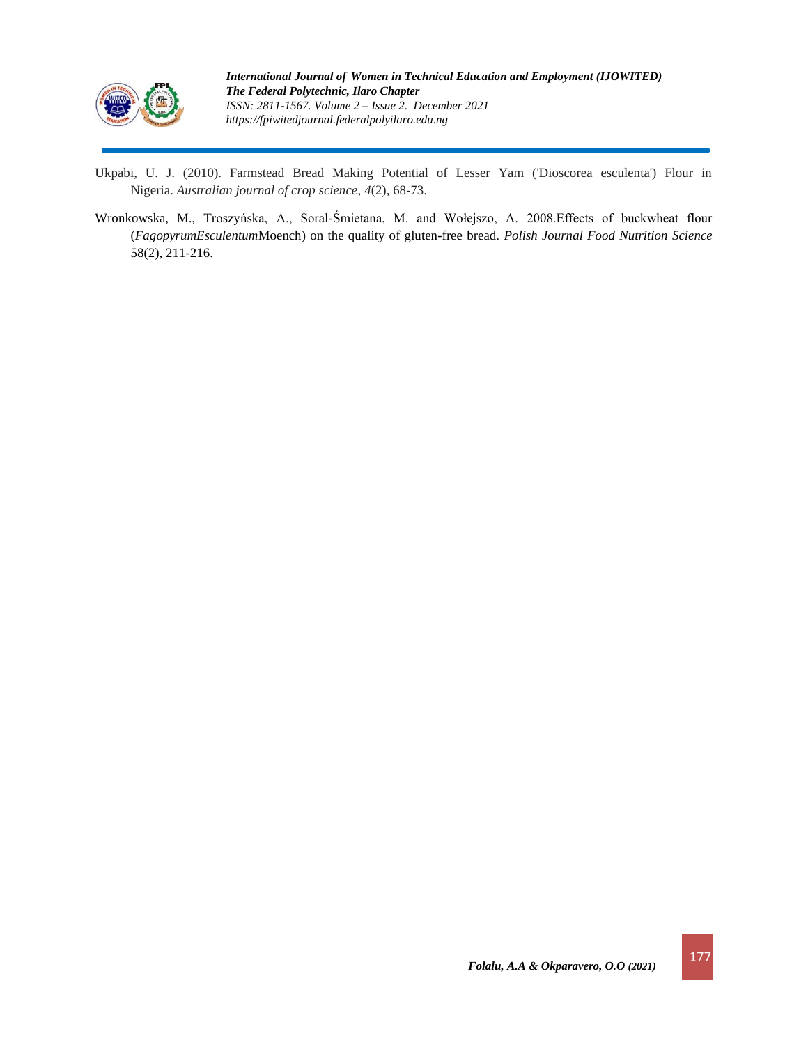Ukpabi, U. J. (2010). Farmstead Bread Making Potential of Lesser Yam ('Dioscorea esculenta') Flour in Nigeria. *Australian journal of crop science*, *4*(2), 68-73.

Wronkowska, M., Troszyńska, A., Soral-Śmietana, M. and Wołejszo, A. 2008.Effects of buckwheat flour (*FagopyrumEsculentum*Moench) on the quality of gluten-free bread. *Polish Journal Food Nutrition Science* 58(2), 211-216.